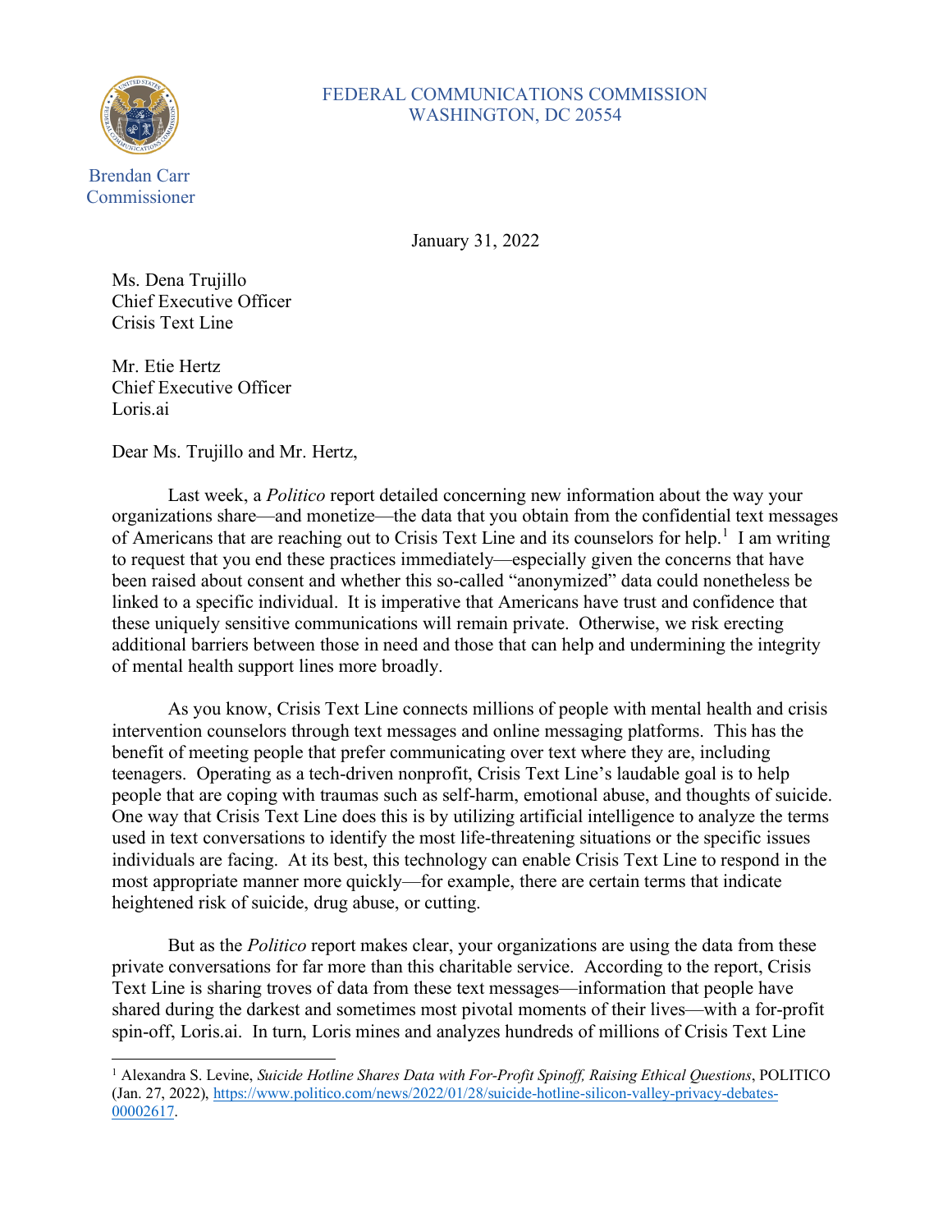FEDERAL COMMUNICATIONS COMMISSION
WASHINGTON, DC 20554

Brendan Carr
Commissioner

January 31, 2022

Ms. Dena Trujillo
Chief Executive Officer
Crisis Text Line

Mr. Etie Hertz
Chief Executive Officer
Loris.ai

Dear Ms. Trujillo and Mr. Hertz,

Last week, a *Politico* report detailed concerning new information about the way your organizations share—and monetize—the data that you obtain from the confidential text messages of Americans that are reaching out to Crisis Text Line and its counselors for help.[1] I am writing to request that you end these practices immediately—especially given the concerns that have been raised about consent and whether this so-called "anonymized" data could nonetheless be linked to a specific individual. It is imperative that Americans have trust and confidence that these uniquely sensitive communications will remain private. Otherwise, we risk erecting additional barriers between those in need and those that can help and undermining the integrity of mental health support lines more broadly.

As you know, Crisis Text Line connects millions of people with mental health and crisis intervention counselors through text messages and online messaging platforms. This has the benefit of meeting people that prefer communicating over text where they are, including teenagers. Operating as a tech-driven nonprofit, Crisis Text Line's laudable goal is to help people that are coping with traumas such as self-harm, emotional abuse, and thoughts of suicide. One way that Crisis Text Line does this is by utilizing artificial intelligence to analyze the terms used in text conversations to identify the most life-threatening situations or the specific issues individuals are facing. At its best, this technology can enable Crisis Text Line to respond in the most appropriate manner more quickly—for example, there are certain terms that indicate heightened risk of suicide, drug abuse, or cutting.

But as the *Politico* report makes clear, your organizations are using the data from these private conversations for far more than this charitable service. According to the report, Crisis Text Line is sharing troves of data from these text messages—information that people have shared during the darkest and sometimes most pivotal moments of their lives—with a for-profit spin-off, Loris.ai. In turn, Loris mines and analyzes hundreds of millions of Crisis Text Line

---

[1] Alexandra S. Levine, *Suicide Hotline Shares Data with For-Profit Spinoff, Raising Ethical Questions*, POLITICO (Jan. 27, 2022), https://www.politico.com/news/2022/01/28/suicide-hotline-silicon-valley-privacy-debates-00002617.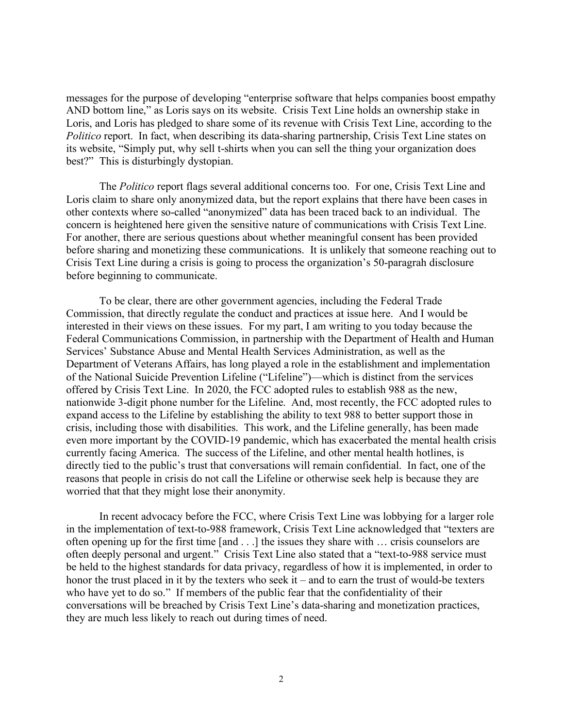messages for the purpose of developing "enterprise software that helps companies boost empathy AND bottom line," as Loris says on its website. Crisis Text Line holds an ownership stake in Loris, and Loris has pledged to share some of its revenue with Crisis Text Line, according to the *Politico* report. In fact, when describing its data-sharing partnership, Crisis Text Line states on its website, "Simply put, why sell t-shirts when you can sell the thing your organization does best?" This is disturbingly dystopian.

The *Politico* report flags several additional concerns too. For one, Crisis Text Line and Loris claim to share only anonymized data, but the report explains that there have been cases in other contexts where so-called "anonymized" data has been traced back to an individual. The concern is heightened here given the sensitive nature of communications with Crisis Text Line. For another, there are serious questions about whether meaningful consent has been provided before sharing and monetizing these communications. It is unlikely that someone reaching out to Crisis Text Line during a crisis is going to process the organization's 50-paragrah disclosure before beginning to communicate.

To be clear, there are other government agencies, including the Federal Trade Commission, that directly regulate the conduct and practices at issue here. And I would be interested in their views on these issues. For my part, I am writing to you today because the Federal Communications Commission, in partnership with the Department of Health and Human Services' Substance Abuse and Mental Health Services Administration, as well as the Department of Veterans Affairs, has long played a role in the establishment and implementation of the National Suicide Prevention Lifeline ("Lifeline")—which is distinct from the services offered by Crisis Text Line. In 2020, the FCC adopted rules to establish 988 as the new, nationwide 3-digit phone number for the Lifeline. And, most recently, the FCC adopted rules to expand access to the Lifeline by establishing the ability to text 988 to better support those in crisis, including those with disabilities. This work, and the Lifeline generally, has been made even more important by the COVID-19 pandemic, which has exacerbated the mental health crisis currently facing America. The success of the Lifeline, and other mental health hotlines, is directly tied to the public's trust that conversations will remain confidential. In fact, one of the reasons that people in crisis do not call the Lifeline or otherwise seek help is because they are worried that that they might lose their anonymity.

In recent advocacy before the FCC, where Crisis Text Line was lobbying for a larger role in the implementation of text-to-988 framework, Crisis Text Line acknowledged that "texters are often opening up for the first time [and . . .] the issues they share with … crisis counselors are often deeply personal and urgent." Crisis Text Line also stated that a "text-to-988 service must be held to the highest standards for data privacy, regardless of how it is implemented, in order to honor the trust placed in it by the texters who seek it – and to earn the trust of would-be texters who have yet to do so." If members of the public fear that the confidentiality of their conversations will be breached by Crisis Text Line's data-sharing and monetization practices, they are much less likely to reach out during times of need.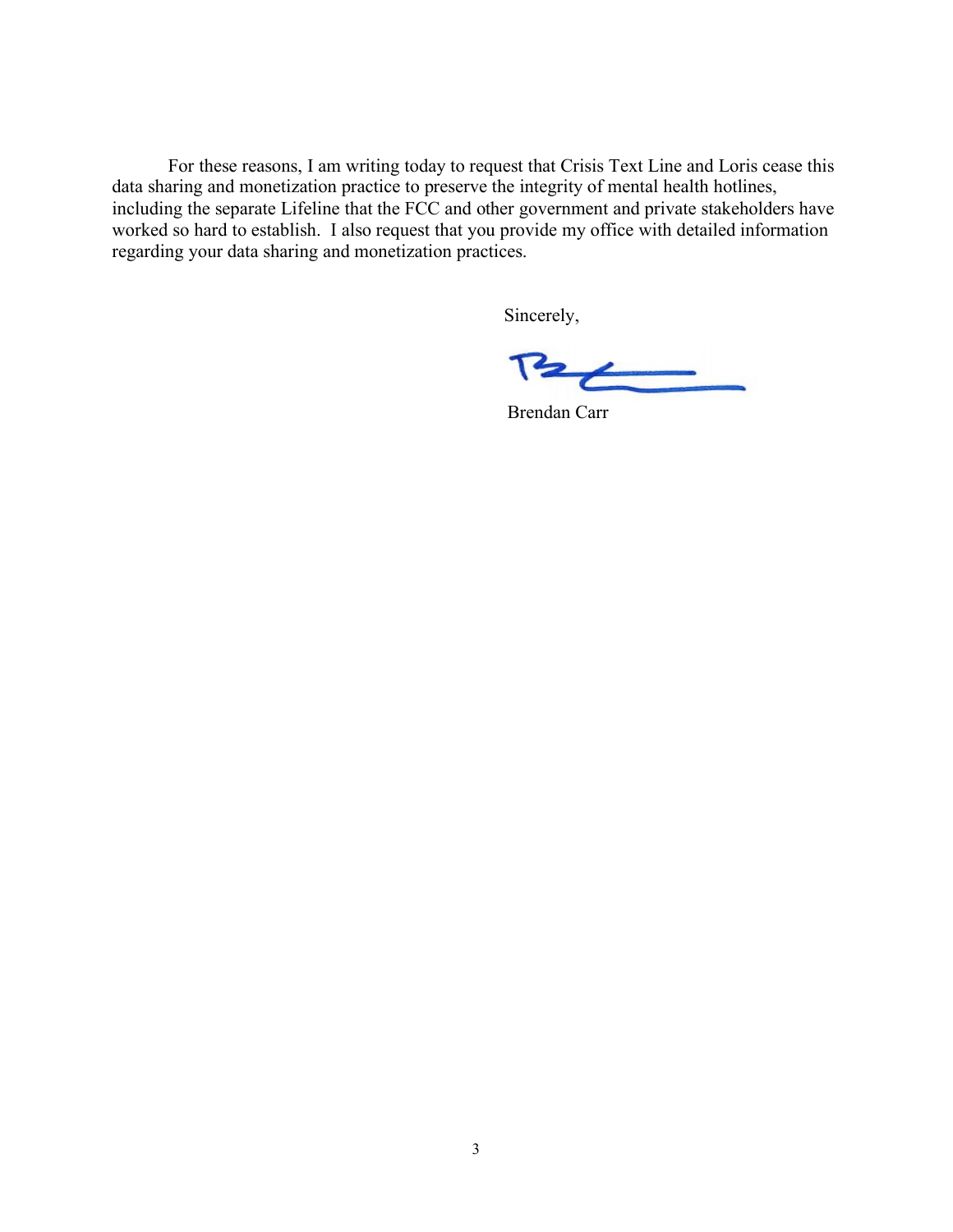For these reasons, I am writing today to request that Crisis Text Line and Loris cease this data sharing and monetization practice to preserve the integrity of mental health hotlines, including the separate Lifeline that the FCC and other government and private stakeholders have worked so hard to establish. I also request that you provide my office with detailed information regarding your data sharing and monetization practices.

Sincerely,

Brendan Carr